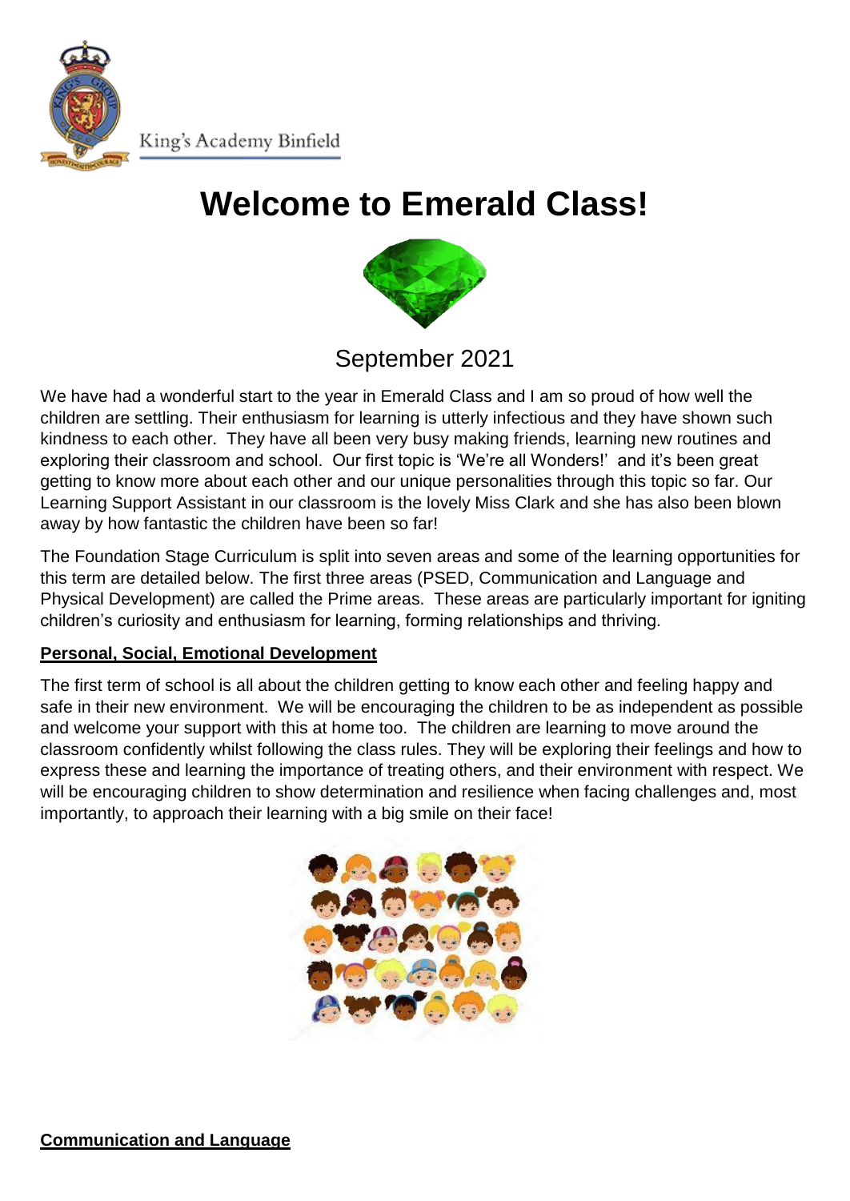King's Academy Binfield

# Welcome to Emerald Class!

September 2021

We have had a wonderful start to the year in Emerald Class and I am so proud of how well the children are settling. Their enthusiasm for learning is utterly infectious and they have shown such kindness to each other. They have all been very busy making friends, learning new routines and exploring their classroom and school. Our first topic is 'We're all Wonders!' and it's been great getting to know more about each other and our unique personalities through this topic so far. Our Learning Support Assistant in our classroom is the lovely Miss Clark and she has also been blown away by how fantastic the children have been so far!

The Foundation Stage Curriculum is split into seven areas and some of the learning opportunities for this term are detailed below. The first three areas (PSED, Communication and Language and Physical Development) are called the Prime areas. These areas are particularly important for igniting children's curiosity and enthusiasm for learning, forming relationships and thriving.

**Personal, Social, Emotional Development**

The first term of school is all about the children getting to know each other and feeling happy and safe in their new environment. We will be encouraging the children to be as independent as possible and welcome your support with this at home too. The children are learning to move around the classroom confidently whilst following the class rules. They will be exploring their feelings and how to express these and learning the importance of treating others, and their environment with respect. We will be encouraging children to show determination and resilience when facing challenges and, most importantly, to approach their learning with a big smile on their face!

**Communication and Language**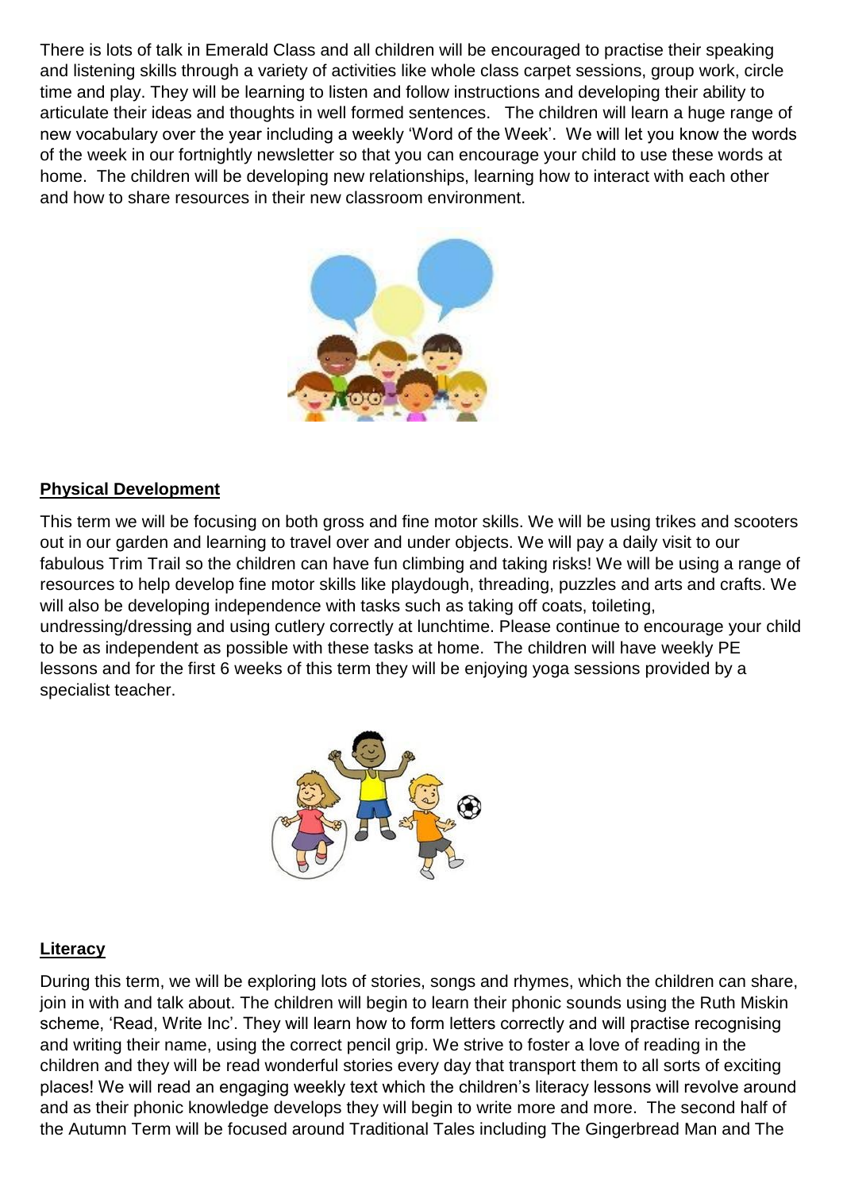There is lots of talk in Emerald Class and all children will be encouraged to practise their speaking and listening skills through a variety of activities like whole class carpet sessions, group work, circle time and play. They will be learning to listen and follow instructions and developing their ability to articulate their ideas and thoughts in well formed sentences. The children will learn a huge range of new vocabulary over the year including a weekly 'Word of the Week'. We will let you know the words of the week in our fortnightly newsletter so that you can encourage your child to use these words at home. The children will be developing new relationships, learning how to interact with each other and how to share resources in their new classroom environment.

**Physical Development**

This term we will be focusing on both gross and fine motor skills. We will be using trikes and scooters out in our garden and learning to travel over and under objects. We will pay a daily visit to our fabulous Trim Trail so the children can have fun climbing and taking risks! We will be using a range of resources to help develop fine motor skills like playdough, threading, puzzles and arts and crafts. We will also be developing independence with tasks such as taking off coats, toileting, undressing/dressing and using cutlery correctly at lunchtime. Please continue to encourage your child to be as independent as possible with these tasks at home. The children will have weekly PE lessons and for the first 6 weeks of this term they will be enjoying yoga sessions provided by a specialist teacher.

**Literacy**

During this term, we will be exploring lots of stories, songs and rhymes, which the children can share, join in with and talk about. The children will begin to learn their phonic sounds using the Ruth Miskin scheme, 'Read, Write Inc'. They will learn how to form letters correctly and will practise recognising and writing their name, using the correct pencil grip. We strive to foster a love of reading in the children and they will be read wonderful stories every day that transport them to all sorts of exciting places! We will read an engaging weekly text which the children's literacy lessons will revolve around and as their phonic knowledge develops they will begin to write more and more. The second half of the Autumn Term will be focused around Traditional Tales including The Gingerbread Man and The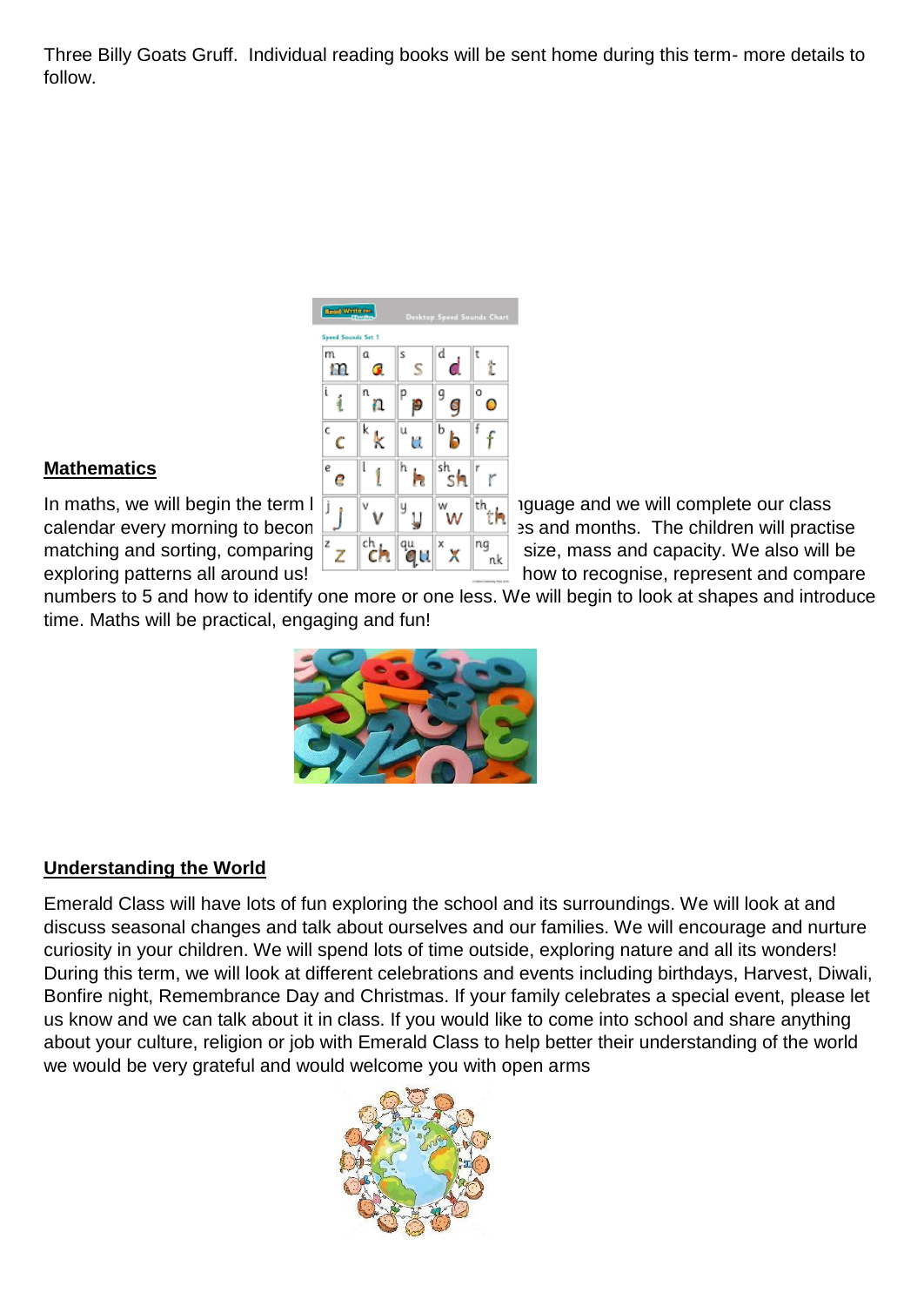Three Billy Goats Gruff. Individual reading books will be sent home during this term- more details to follow.

## Mathematics

In maths, we will begin the term l nguage and we will complete our class calendar every morning to becon es and months. The children will practise matching and sorting, comparing size, mass and capacity. We also will be exploring patterns all around us! how to recognise, represent and compare numbers to 5 and how to identify one more or one less. We will begin to look at shapes and introduce time. Maths will be practical, engaging and fun!

## Understanding the World

Emerald Class will have lots of fun exploring the school and its surroundings. We will look at and discuss seasonal changes and talk about ourselves and our families. We will encourage and nurture curiosity in your children. We will spend lots of time outside, exploring nature and all its wonders! During this term, we will look at different celebrations and events including birthdays, Harvest, Diwali, Bonfire night, Remembrance Day and Christmas. If your family celebrates a special event, please let us know and we can talk about it in class. If you would like to come into school and share anything about your culture, religion or job with Emerald Class to help better their understanding of the world we would be very grateful and would welcome you with open arms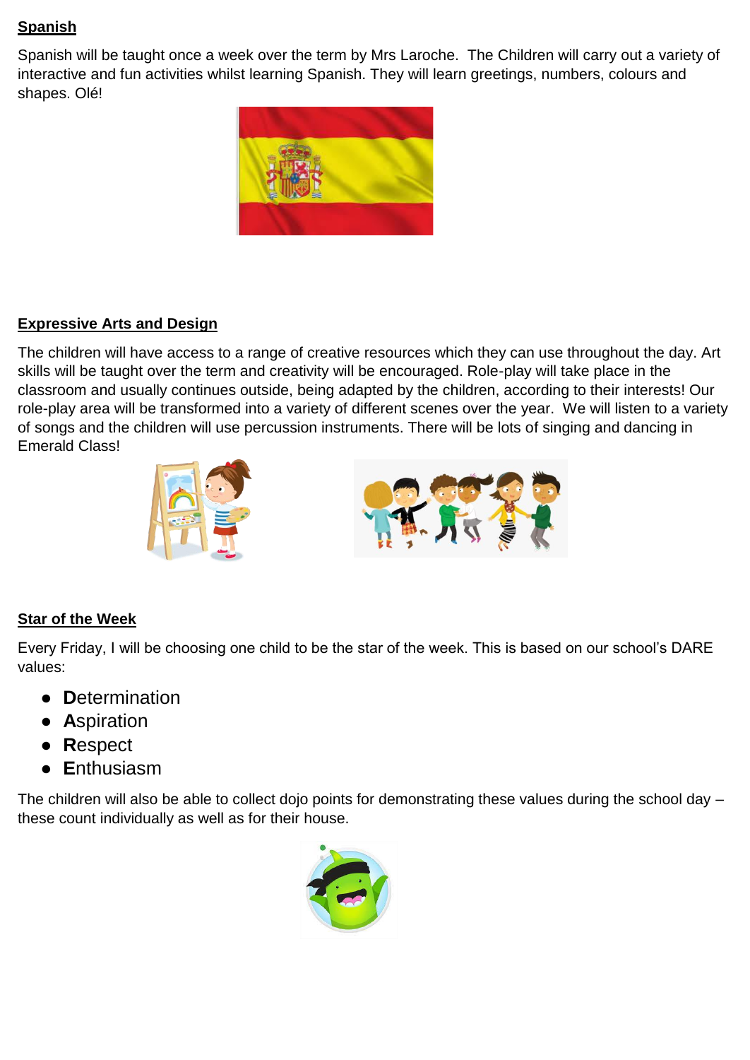**Spanish**

Spanish will be taught once a week over the term by Mrs Laroche. The Children will carry out a variety of interactive and fun activities whilst learning Spanish. They will learn greetings, numbers, colours and shapes. Olé!

**Expressive Arts and Design**

The children will have access to a range of creative resources which they can use throughout the day. Art skills will be taught over the term and creativity will be encouraged. Role-play will take place in the classroom and usually continues outside, being adapted by the children, according to their interests! Our role-play area will be transformed into a variety of different scenes over the year. We will listen to a variety of songs and the children will use percussion instruments. There will be lots of singing and dancing in Emerald Class!

**Star of the Week**

Every Friday, I will be choosing one child to be the star of the week. This is based on our school's DARE values:

- **D**etermination
- **A**spiration
- **R**espect
- **E**nthusiasm

The children will also be able to collect dojo points for demonstrating these values during the school day – these count individually as well as for their house.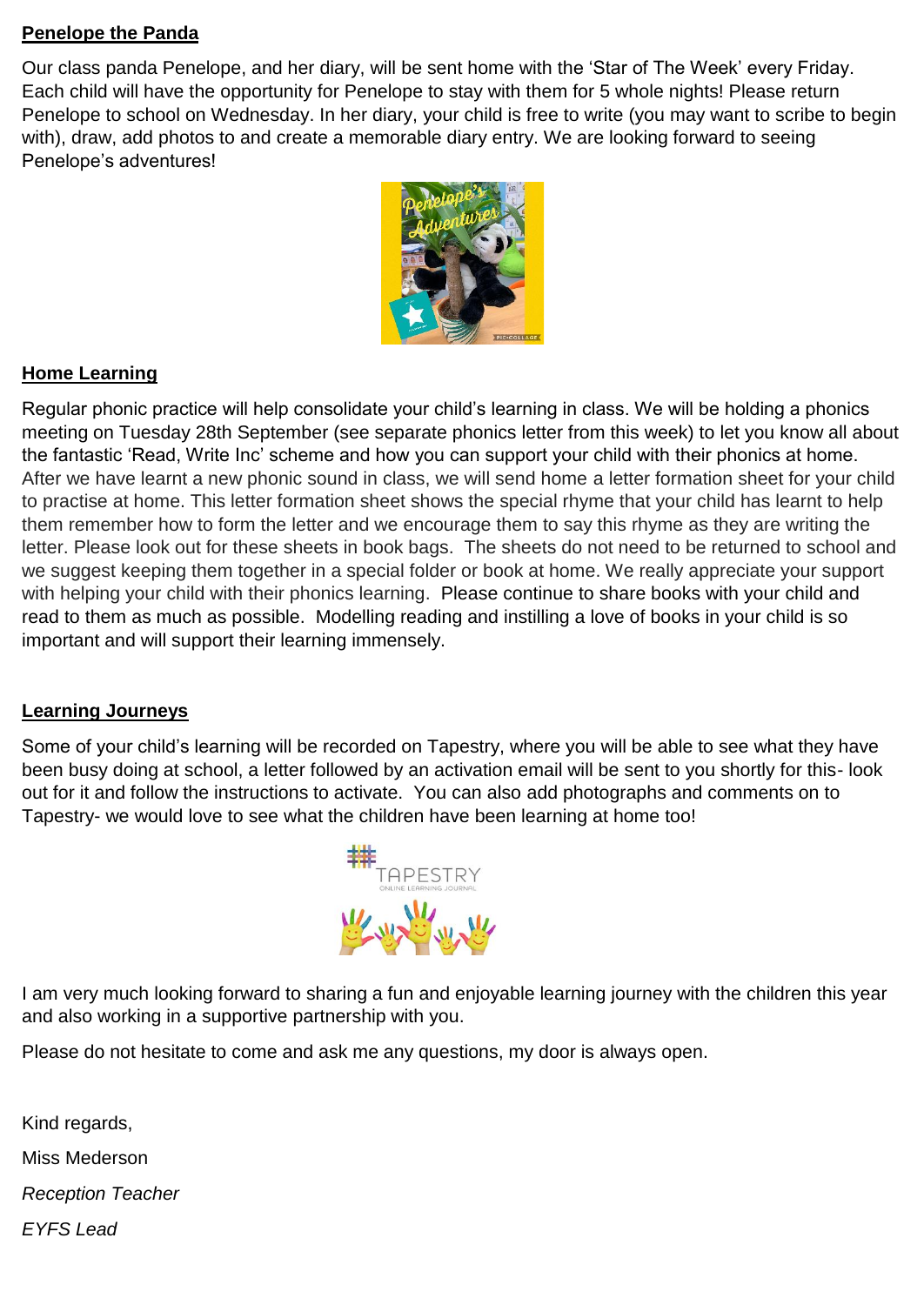**Penelope the Panda**

Our class panda Penelope, and her diary, will be sent home with the 'Star of The Week' every Friday. Each child will have the opportunity for Penelope to stay with them for 5 whole nights! Please return Penelope to school on Wednesday. In her diary, your child is free to write (you may want to scribe to begin with), draw, add photos to and create a memorable diary entry. We are looking forward to seeing Penelope's adventures!

**Home Learning**

Regular phonic practice will help consolidate your child's learning in class. We will be holding a phonics meeting on Tuesday 28th September (see separate phonics letter from this week) to let you know all about the fantastic 'Read, Write Inc' scheme and how you can support your child with their phonics at home. After we have learnt a new phonic sound in class, we will send home a letter formation sheet for your child to practise at home. This letter formation sheet shows the special rhyme that your child has learnt to help them remember how to form the letter and we encourage them to say this rhyme as they are writing the letter. Please look out for these sheets in book bags. The sheets do not need to be returned to school and we suggest keeping them together in a special folder or book at home. We really appreciate your support with helping your child with their phonics learning. Please continue to share books with your child and read to them as much as possible. Modelling reading and instilling a love of books in your child is so important and will support their learning immensely.

**Learning Journeys**

Some of your child's learning will be recorded on Tapestry, where you will be able to see what they have been busy doing at school, a letter followed by an activation email will be sent to you shortly for this- look out for it and follow the instructions to activate. You can also add photographs and comments on to Tapestry- we would love to see what the children have been learning at home too!

I am very much looking forward to sharing a fun and enjoyable learning journey with the children this year and also working in a supportive partnership with you.

Please do not hesitate to come and ask me any questions, my door is always open.

Kind regards,

Miss Mederson

*Reception Teacher*

*EYFS Lead*